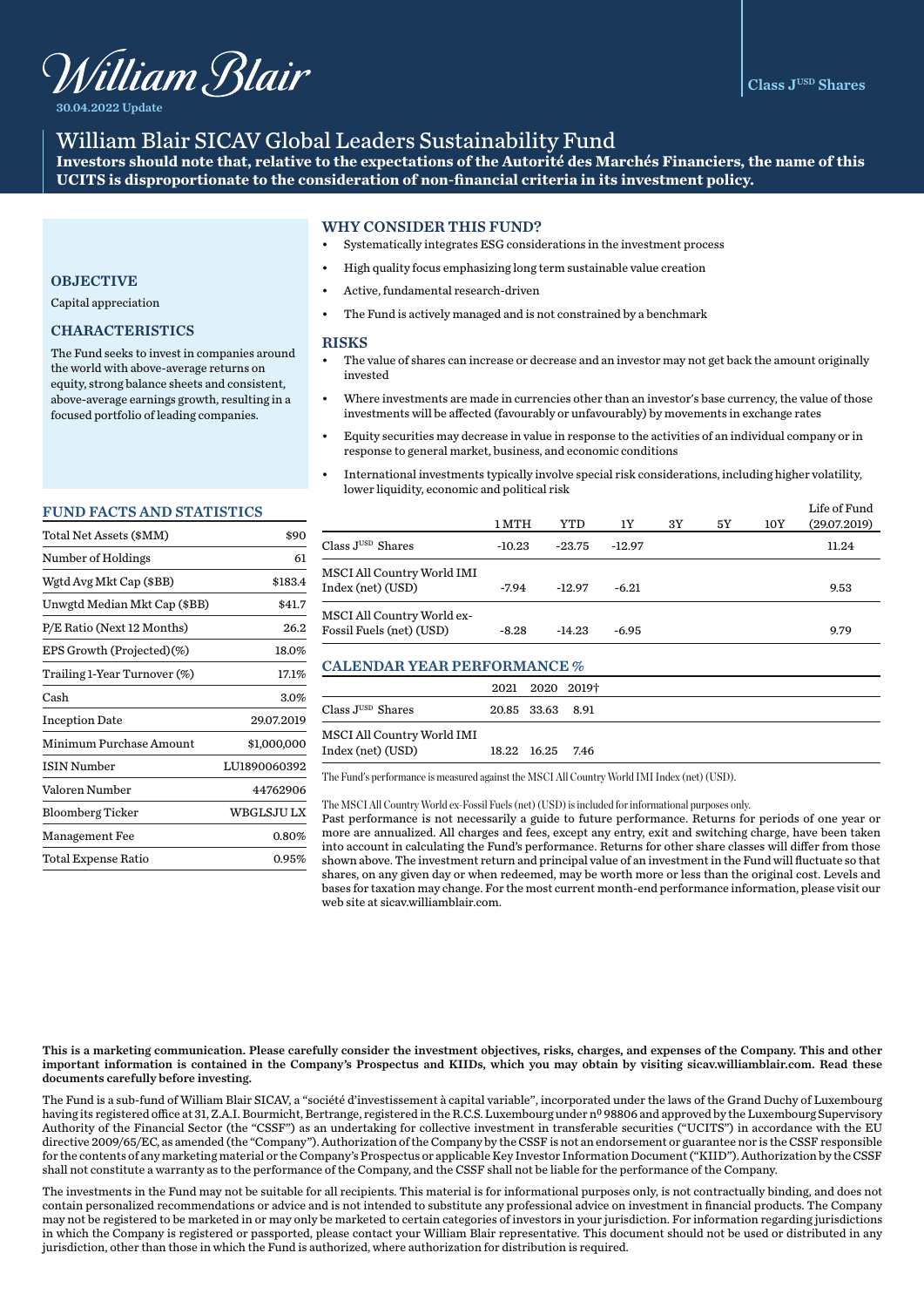William Blair

30.04.2022 Update

Class J$^{USD}$ Shares

# William Blair SICAV Global Leaders Sustainability Fund

**Investors should note that, relative to the expectations of the Autorité des Marchés Financiers, the name of this UCITS is disproportionate to the consideration of non-financial criteria in its investment policy.**

## OBJECTIVE

Capital appreciation

## CHARACTERISTICS

The Fund seeks to invest in companies around the world with above-average returns on equity, strong balance sheets and consistent, above-average earnings growth, resulting in a focused portfolio of leading companies.

## WHY CONSIDER THIS FUND?

- Systematically integrates ESG considerations in the investment process
- High quality focus emphasizing long term sustainable value creation
- Active, fundamental research-driven
- The Fund is actively managed and is not constrained by a benchmark

## RISKS

- The value of shares can increase or decrease and an investor may not get back the amount originally invested
- Where investments are made in currencies other than an investor's base currency, the value of those investments will be affected (favourably or unfavourably) by movements in exchange rates
- Equity securities may decrease in value in response to the activities of an individual company or in response to general market, business, and economic conditions
- International investments typically involve special risk considerations, including higher volatility, lower liquidity, economic and political risk

## FUND FACTS AND STATISTICS

| | |
|---|---|
| Total Net Assets ($MM) | $90 |
| Number of Holdings | 61 |
| Wgtd Avg Mkt Cap ($BB) | $183.4 |
| Unwgtd Median Mkt Cap ($BB) | $41.7 |
| P/E Ratio (Next 12 Months) | 26.2 |
| EPS Growth (Projected)(%) | 18.0% |
| Trailing 1-Year Turnover (%) | 17.1% |
| Cash | 3.0% |
| Inception Date | 29.07.2019 |
| Minimum Purchase Amount | $1,000,000 |
| ISIN Number | LU1890060392 |
| Valoren Number | 44762906 |
| Bloomberg Ticker | WBGLSJU LX |
| Management Fee | 0.80% |
| Total Expense Ratio | 0.95% |

| | 1 MTH | YTD | 1Y | 3Y | 5Y | 10Y | Life of Fund (29.07.2019) |
|---|---|---|---|---|---|---|---|
| Class J$^{USD}$ Shares | -10.23 | -23.75 | -12.97 | | | | 11.24 |
| MSCI All Country World IMI Index (net) (USD) | -7.94 | -12.97 | -6.21 | | | | 9.53 |
| MSCI All Country World ex-Fossil Fuels (net) (USD) | -8.28 | -14.23 | -6.95 | | | | 9.79 |

## CALENDAR YEAR PERFORMANCE %

| | 2021 | 2020 | 2019† |
|---|---|---|---|
| Class J$^{USD}$ Shares | 20.85 | 33.63 | 8.91 |
| MSCI All Country World IMI Index (net) (USD) | 18.22 | 16.25 | 7.46 |

The Fund's performance is measured against the MSCI All Country World IMI Index (net) (USD).

The MSCI All Country World ex-Fossil Fuels (net) (USD) is included for informational purposes only.

Past performance is not necessarily a guide to future performance. Returns for periods of one year or more are annualized. All charges and fees, except any entry, exit and switching charge, have been taken into account in calculating the Fund's performance. Returns for other share classes will differ from those shown above. The investment return and principal value of an investment in the Fund will fluctuate so that shares, on any given day or when redeemed, may be worth more or less than the original cost. Levels and bases for taxation may change. For the most current month-end performance information, please visit our web site at sicav.williamblair.com.

**This is a marketing communication. Please carefully consider the investment objectives, risks, charges, and expenses of the Company. This and other important information is contained in the Company's Prospectus and KIIDs, which you may obtain by visiting sicav.williamblair.com. Read these documents carefully before investing.**

The Fund is a sub-fund of William Blair SICAV, a "société d'investissement à capital variable", incorporated under the laws of the Grand Duchy of Luxembourg having its registered office at 31, Z.A.I. Bourmicht, Bertrange, registered in the R.C.S. Luxembourg under nº 98806 and approved by the Luxembourg Supervisory Authority of the Financial Sector (the "CSSF") as an undertaking for collective investment in transferable securities ("UCITS") in accordance with the EU directive 2009/65/EC, as amended (the "Company"). Authorization of the Company by the CSSF is not an endorsement or guarantee nor is the CSSF responsible for the contents of any marketing material or the Company's Prospectus or applicable Key Investor Information Document ("KIID"). Authorization by the CSSF shall not constitute a warranty as to the performance of the Company, and the CSSF shall not be liable for the performance of the Company.

The investments in the Fund may not be suitable for all recipients. This material is for informational purposes only, is not contractually binding, and does not contain personalized recommendations or advice and is not intended to substitute any professional advice on investment in financial products. The Company may not be registered to be marketed in or may only be marketed to certain categories of investors in your jurisdiction. For information regarding jurisdictions in which the Company is registered or passported, please contact your William Blair representative. This document should not be used or distributed in any jurisdiction, other than those in which the Fund is authorized, where authorization for distribution is required.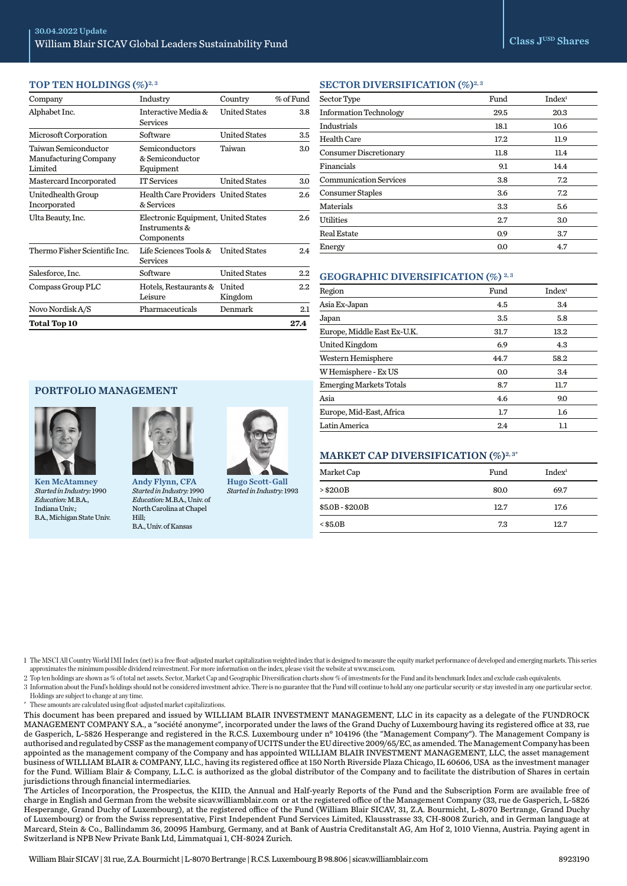30.04.2022 Update

William Blair SICAV Global Leaders Sustainability Fund

Class J[USD] Shares

## TOP TEN HOLDINGS (%)[2, 3]

| Company | Industry | Country | % of Fund |
|---|---|---|---|
| Alphabet Inc. | Interactive Media & Services | United States | 3.8 |
| Microsoft Corporation | Software | United States | 3.5 |
| Taiwan Semiconductor Manufacturing Company Limited | Semiconductors & Semiconductor Equipment | Taiwan | 3.0 |
| Mastercard Incorporated | IT Services | United States | 3.0 |
| Unitedhealth Group Incorporated | Health Care Providers & Services | United States | 2.6 |
| Ulta Beauty, Inc. | Electronic Equipment, Instruments & Components | United States | 2.6 |
| Thermo Fisher Scientific Inc. | Life Sciences Tools & Services | United States | 2.4 |
| Salesforce, Inc. | Software | United States | 2.2 |
| Compass Group PLC | Hotels, Restaurants & Leisure | United Kingdom | 2.2 |
| Novo Nordisk A/S | Pharmaceuticals | Denmark | 2.1 |
| **Total Top 10** | | | **27.4** |

## PORTFOLIO MANAGEMENT

**Ken McAtamney**
*Started in Industry:* 1990
*Education:* M.B.A., Indiana Univ.;
B.A., Michigan State Univ.

**Andy Flynn, CFA**
*Started in Industry:* 1990
*Education:* M.B.A., Univ. of North Carolina at Chapel Hill;
B.A., Univ. of Kansas

**Hugo Scott-Gall**
*Started in Industry:* 1993

## SECTOR DIVERSIFICATION (%)[2, 3]

| Sector Type | Fund | Index[1] |
|---|---|---|
| Information Technology | 29.5 | 20.3 |
| Industrials | 18.1 | 10.6 |
| Health Care | 17.2 | 11.9 |
| Consumer Discretionary | 11.8 | 11.4 |
| Financials | 9.1 | 14.4 |
| Communication Services | 3.8 | 7.2 |
| Consumer Staples | 3.6 | 7.2 |
| Materials | 3.3 | 5.6 |
| Utilities | 2.7 | 3.0 |
| Real Estate | 0.9 | 3.7 |
| Energy | 0.0 | 4.7 |

## GEOGRAPHIC DIVERSIFICATION (%)[2, 3]

| Region | Fund | Index[1] |
|---|---|---|
| Asia Ex-Japan | 4.5 | 3.4 |
| Japan | 3.5 | 5.8 |
| Europe, Middle East Ex-U.K. | 31.7 | 13.2 |
| United Kingdom | 6.9 | 4.3 |
| Western Hemisphere | 44.7 | 58.2 |
| W Hemisphere - Ex US | 0.0 | 3.4 |
| Emerging Markets Totals | 8.7 | 11.7 |
| Asia | 4.6 | 9.0 |
| Europe, Mid-East, Africa | 1.7 | 1.6 |
| Latin America | 2.4 | 1.1 |

## MARKET CAP DIVERSIFICATION (%)[2, 3*]

| Market Cap | Fund | Index[1] |
|---|---|---|
| > $20.0B | 80.0 | 69.7 |
| $5.0B - $20.0B | 12.7 | 17.6 |
| < $5.0B | 7.3 | 12.7 |

1 The MSCI All Country World IMI Index (net) is a free float-adjusted market capitalization weighted index that is designed to measure the equity market performance of developed and emerging markets. This series approximates the minimum possible dividend reinvestment. For more information on the index, please visit the website at www.msci.com.

2 Top ten holdings are shown as % of total net assets. Sector, Market Cap and Geographic Diversification charts show % of investments for the Fund and its benchmark Index and exclude cash equivalents.

3 Information about the Fund's holdings should not be considered investment advice. There is no guarantee that the Fund will continue to hold any one particular security or stay invested in any one particular sector. Holdings are subject to change at any time.

\* These amounts are calculated using float-adjusted market capitalizations.

This document has been prepared and issued by WILLIAM BLAIR INVESTMENT MANAGEMENT, LLC in its capacity as a delegate of the FUNDROCK MANAGEMENT COMPANY S.A., a "société anonyme", incorporated under the laws of the Grand Duchy of Luxembourg having its registered office at 33, rue de Gasperich, L-5826 Hesperange and registered in the R.C.S. Luxembourg under n° 104196 (the "Management Company"). The Management Company is authorised and regulated by CSSF as the management company of UCITS under the EU directive 2009/65/EC, as amended. The Management Company has been appointed as the management company of the Company and has appointed WILLIAM BLAIR INVESTMENT MANAGEMENT, LLC, the asset management business of WILLIAM BLAIR & COMPANY, LLC., having its registered office at 150 North Riverside Plaza Chicago, IL 60606, USA as the investment manager for the Fund. William Blair & Company, L.L.C. is authorized as the global distributor of the Company and to facilitate the distribution of Shares in certain jurisdictions through financial intermediaries.

The Articles of Incorporation, the Prospectus, the KIID, the Annual and Half-yearly Reports of the Fund and the Subscription Form are available free of charge in English and German from the website sicav.williamblair.com or at the registered office of the Management Company (33, rue de Gasperich, L-5826 Hesperange, Grand Duchy of Luxembourg), at the registered office of the Fund (William Blair SICAV, 31, Z.A. Bourmicht, L-8070 Bertrange, Grand Duchy of Luxembourg) or from the Swiss representative, First Independent Fund Services Limited, Klausstrasse 33, CH-8008 Zurich, and in German language at Marcard, Stein & Co., Ballindamm 36, 20095 Hamburg, Germany, and at Bank of Austria Creditanstalt AG, Am Hof 2, 1010 Vienna, Austria. Paying agent in Switzerland is NPB New Private Bank Ltd, Limmatquai 1, CH-8024 Zurich.

William Blair SICAV | 31 rue, Z.A. Bourmicht | L-8070 Bertrange | R.C.S. Luxembourg B 98.806 | sicav.williamblair.com

8923190